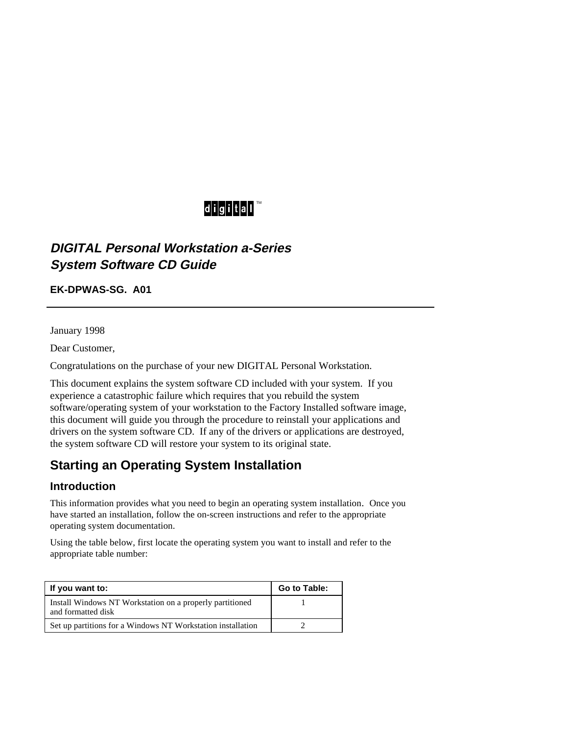digital™

# *DIGITAL Personal Workstation a-Series System Software CD Guide*

**EK-DPWAS-SG. A01**

---

January 1998

Dear Customer,

Congratulations on the purchase of your new DIGITAL Personal Workstation.

This document explains the system software CD included with your system. If you experience a catastrophic failure which requires that you rebuild the system software/operating system of your workstation to the Factory Installed software image, this document will guide you through the procedure to reinstall your applications and drivers on the system software CD. If any of the drivers or applications are destroyed, the system software CD will restore your system to its original state.

## Starting an Operating System Installation

### Introduction

This information provides what you need to begin an operating system installation. Once you have started an installation, follow the on-screen instructions and refer to the appropriate operating system documentation.

Using the table below, first locate the operating system you want to install and refer to the appropriate table number:

| If you want to: | Go to Table: |
|---|---|
| Install Windows NT Workstation on a properly partitioned and formatted disk | 1 |
| Set up partitions for a Windows NT Workstation installation | 2 |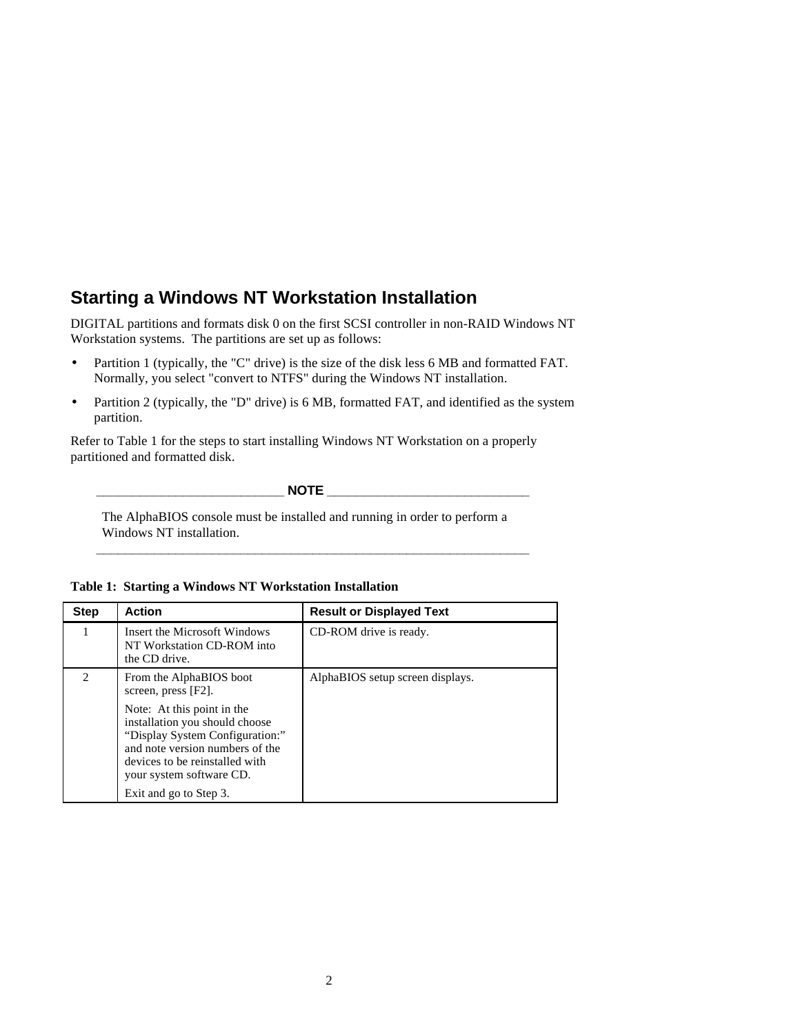## Starting a Windows NT Workstation Installation

DIGITAL partitions and formats disk 0 on the first SCSI controller in non-RAID Windows NT Workstation systems. The partitions are set up as follows:

- Partition 1 (typically, the "C" drive) is the size of the disk less 6 MB and formatted FAT. Normally, you select "convert to NTFS" during the Windows NT installation.
- Partition 2 (typically, the "D" drive) is 6 MB, formatted FAT, and identified as the system partition.

Refer to Table 1 for the steps to start installing Windows NT Workstation on a properly partitioned and formatted disk.

**NOTE**

The AlphaBIOS console must be installed and running in order to perform a Windows NT installation.

**Table 1: Starting a Windows NT Workstation Installation**

| Step | Action | Result or Displayed Text |
|---|---|---|
| 1 | Insert the Microsoft Windows NT Workstation CD-ROM into the CD drive. | CD-ROM drive is ready. |
| 2 | From the AlphaBIOS boot screen, press [F2].<br><br>Note: At this point in the installation you should choose “Display System Configuration:” and note version numbers of the devices to be reinstalled with your system software CD.<br><br>Exit and go to Step 3. | AlphaBIOS setup screen displays. |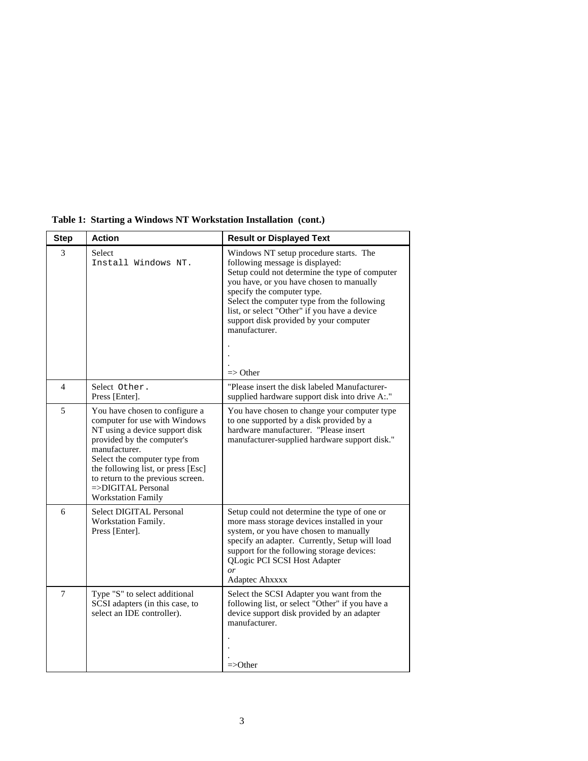**Table 1: Starting a Windows NT Workstation Installation (cont.)**

| Step | Action | Result or Displayed Text |
|---|---|---|
| 3 | Select `Install Windows NT.` | Windows NT setup procedure starts. The following message is displayed:<br>Setup could not determine the type of computer you have, or you have chosen to manually specify the computer type.<br>Select the computer type from the following list, or select "Other" if you have a device support disk provided by your computer manufacturer.<br>.<br>.<br>.<br>=> Other |
| 4 | Select `Other.`<br>Press [Enter]. | "Please insert the disk labeled Manufacturer-supplied hardware support disk into drive A:." |
| 5 | You have chosen to configure a computer for use with Windows NT using a device support disk provided by the computer's manufacturer.<br>Select the computer type from the following list, or press [Esc] to return to the previous screen.<br>=>DIGITAL Personal Workstation Family | You have chosen to change your computer type to one supported by a disk provided by a hardware manufacturer. "Please insert manufacturer-supplied hardware support disk." |
| 6 | Select DIGITAL Personal Workstation Family.<br>Press [Enter]. | Setup could not determine the type of one or more mass storage devices installed in your system, or you have chosen to manually specify an adapter. Currently, Setup will load support for the following storage devices:<br>QLogic PCI SCSI Host Adapter<br>*or*<br>Adaptec Ahxxxx |
| 7 | Type "S" to select additional SCSI adapters (in this case, to select an IDE controller). | Select the SCSI Adapter you want from the following list, or select "Other" if you have a device support disk provided by an adapter manufacturer.<br>.<br>.<br>.<br>=>Other |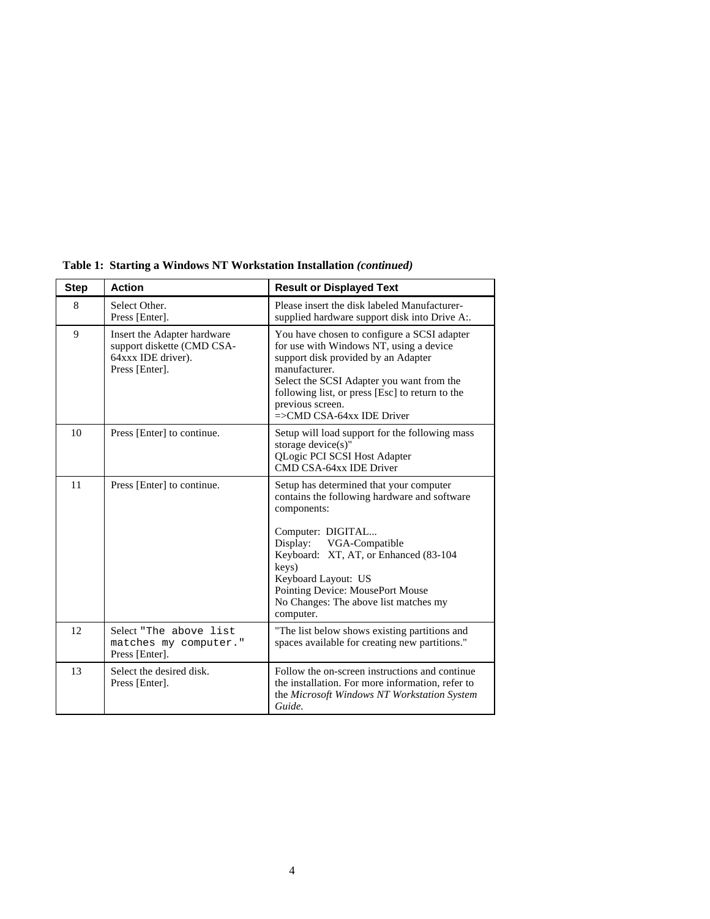**Table 1: Starting a Windows NT Workstation Installation *(continued)***

| Step | Action | Result or Displayed Text |
|---|---|---|
| 8 | Select Other.<br>Press [Enter]. | Please insert the disk labeled Manufacturer-supplied hardware support disk into Drive A:. |
| 9 | Insert the Adapter hardware support diskette (CMD CSA-64xxx IDE driver).<br>Press [Enter]. | You have chosen to configure a SCSI adapter for use with Windows NT, using a device support disk provided by an Adapter manufacturer.<br>Select the SCSI Adapter you want from the following list, or press [Esc] to return to the previous screen.<br>=>CMD CSA-64xx IDE Driver |
| 10 | Press [Enter] to continue. | Setup will load support for the following mass storage device(s)"<br>QLogic PCI SCSI Host Adapter<br>CMD CSA-64xx IDE Driver |
| 11 | Press [Enter] to continue. | Setup has determined that your computer contains the following hardware and software components:<br><br>Computer: DIGITAL...<br>Display: VGA-Compatible<br>Keyboard: XT, AT, or Enhanced (83-104 keys)<br>Keyboard Layout: US<br>Pointing Device: MousePort Mouse<br>No Changes: The above list matches my computer. |
| 12 | Select `"The above list matches my computer."`<br>Press [Enter]. | "The list below shows existing partitions and spaces available for creating new partitions." |
| 13 | Select the desired disk.<br>Press [Enter]. | Follow the on-screen instructions and continue the installation. For more information, refer to the *Microsoft Windows NT Workstation System Guide.* |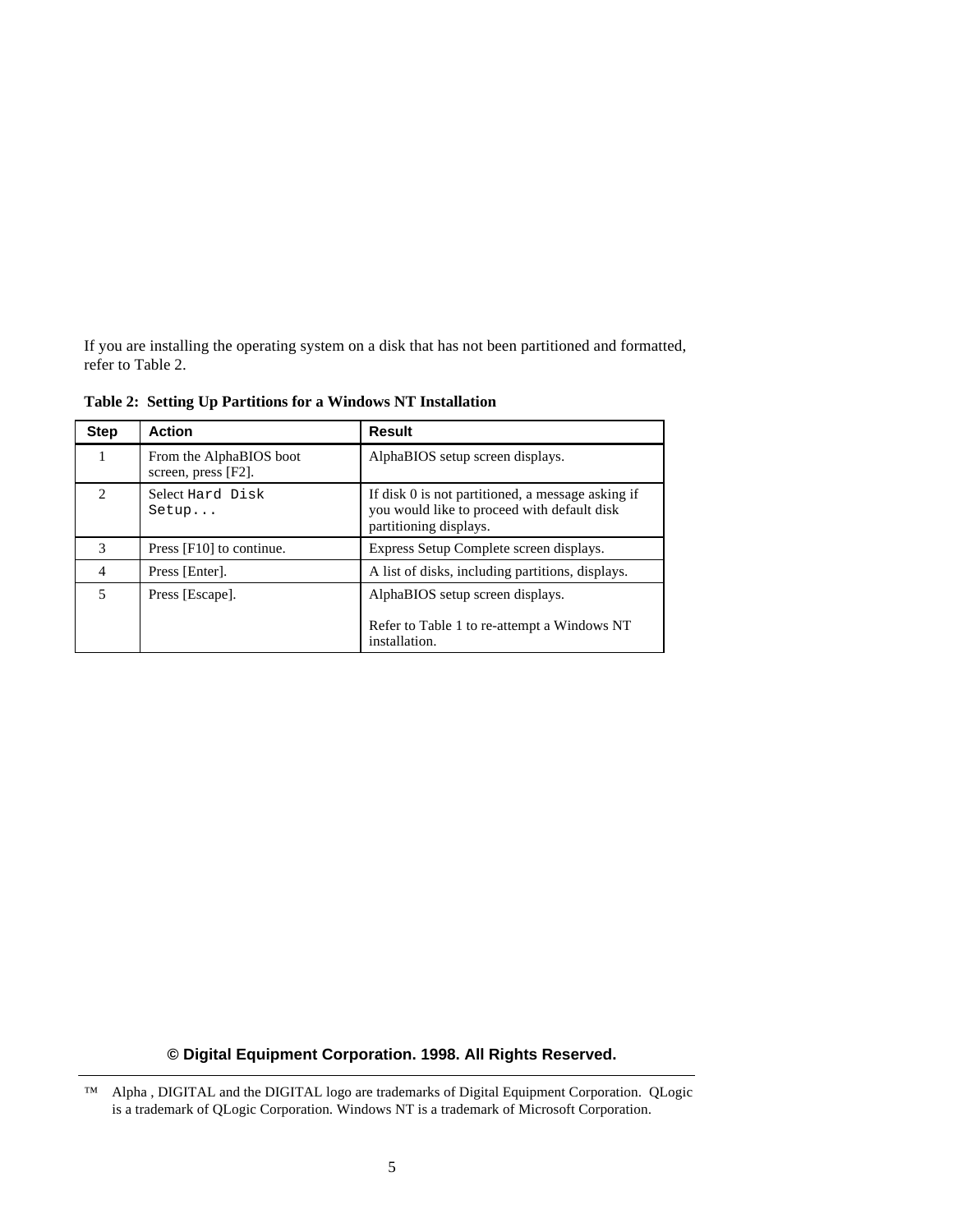If you are installing the operating system on a disk that has not been partitioned and formatted, refer to Table 2.

**Table 2: Setting Up Partitions for a Windows NT Installation**

| Step | Action | Result |
|---|---|---|
| 1 | From the AlphaBIOS boot screen, press [F2]. | AlphaBIOS setup screen displays. |
| 2 | Select `Hard Disk Setup...` | If disk 0 is not partitioned, a message asking if you would like to proceed with default disk partitioning displays. |
| 3 | Press [F10] to continue. | Express Setup Complete screen displays. |
| 4 | Press [Enter]. | A list of disks, including partitions, displays. |
| 5 | Press [Escape]. | AlphaBIOS setup screen displays.<br><br>Refer to Table 1 to re-attempt a Windows NT installation. |

**© Digital Equipment Corporation. 1998. All Rights Reserved.**

™ Alpha , DIGITAL and the DIGITAL logo are trademarks of Digital Equipment Corporation. QLogic is a trademark of QLogic Corporation. Windows NT is a trademark of Microsoft Corporation.